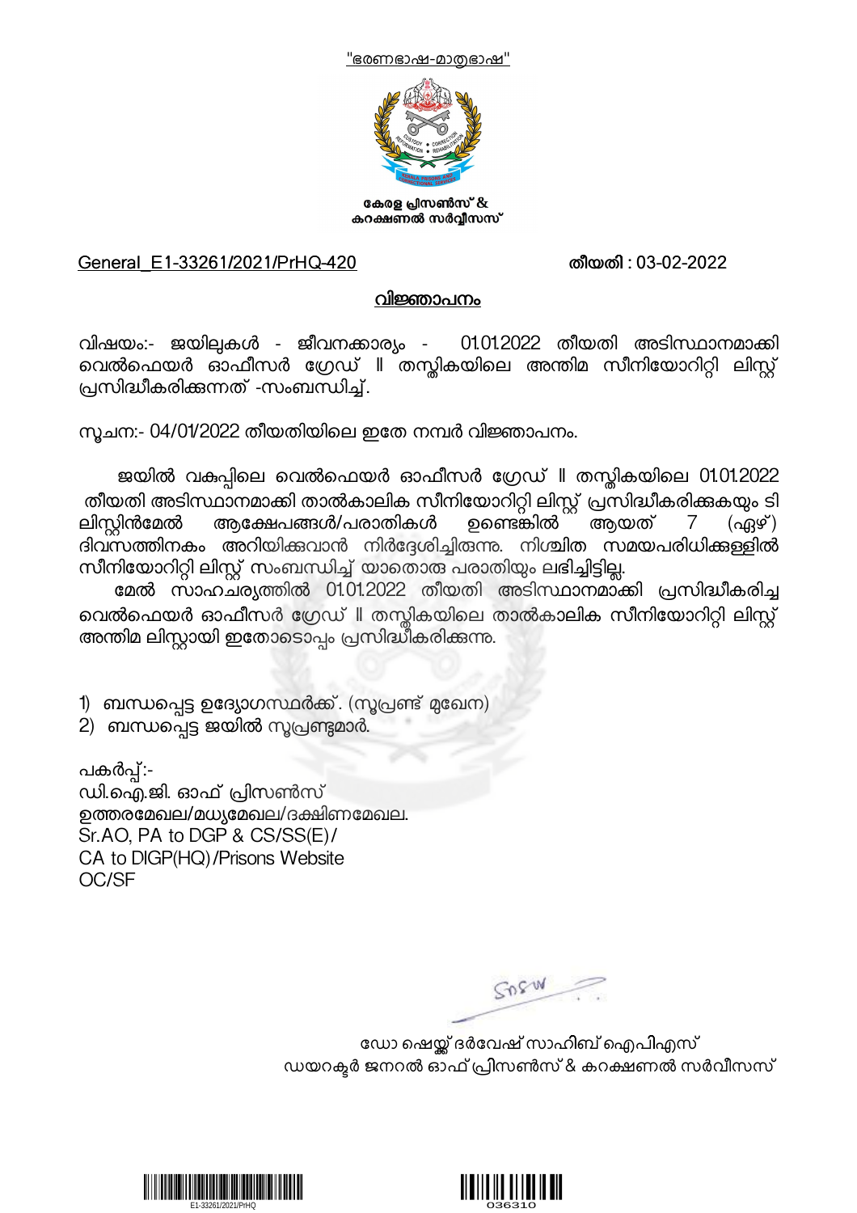"ഭരണഭാഷ-മാതൃഭാഷ"

കേരള പ്രിസൺസ് &
കറക്ഷണൽ സർവ്വീസസ്

General_E1-33261/2021/PrHQ-420 **തീയതി : 03-02-2022**

## വിജ്ഞാപനം

വിഷയം:- ജയിലുകൾ - ജീവനക്കാര്യം - 01.01.2022 തീയതി അടിസ്ഥാനമാക്കി വെൽഫെയർ ഓഫീസർ ഗ്രേഡ് II തസ്തികയിലെ അന്തിമ സീനിയോറിറ്റി ലിസ്റ്റ് പ്രസിദ്ധീകരിക്കുന്നത് -സംബന്ധിച്ച്.

സൂചന:- 04/01/2022 തീയതിയിലെ ഇതേ നമ്പർ വിജ്ഞാപനം.

ജയിൽ വകുപ്പിലെ വെൽഫെയർ ഓഫീസർ ഗ്രേഡ് II തസ്തികയിലെ 01.01.2022 തീയതി അടിസ്ഥാനമാക്കി താൽകാലിക സീനിയോറിറ്റി ലിസ്റ്റ് പ്രസിദ്ധീകരിക്കുകയും ടി ലിസ്റ്റിൻമേൽ ആക്ഷേപങ്ങൾ/പരാതികൾ ഉണ്ടെങ്കിൽ ആയത് 7 (ഏഴ്) ദിവസത്തിനകം അറിയിക്കുവാൻ നിർദ്ദേശിച്ചിരുന്നു. നിശ്ചിത സമയപരിധിക്കുള്ളിൽ സീനിയോറിറ്റി ലിസ്റ്റ് സംബന്ധിച്ച് യാതൊരു പരാതിയും ലഭിച്ചിട്ടില്ല.

മേൽ സാഹചര്യത്തിൽ 01.01.2022 തീയതി അടിസ്ഥാനമാക്കി പ്രസിദ്ധീകരിച്ച വെൽഫെയർ ഓഫീസർ ഗ്രേഡ് II തസ്തികയിലെ താൽകാലിക സീനിയോറിറ്റി ലിസ്റ്റ് അന്തിമ ലിസ്റ്റായി ഇതോടൊപ്പം പ്രസിദ്ധീകരിക്കുന്നു.

1) ബന്ധപ്പെട്ട ഉദ്യോഗസ്ഥർക്ക്. (സൂപ്രണ്ട് മുഖേന)
2) ബന്ധപ്പെട്ട ജയിൽ സൂപ്രണ്ടുമാർ.

പകർപ്പ്:-
ഡി.ഐ.ജി. ഓഫ് പ്രിസൺസ്
ഉത്തരമേഖല/മധ്യമേഖല/ദക്ഷിണമേഖല.
Sr.AO, PA to DGP & CS/SS(E)/
CA to DIGP(HQ)/Prisons Website
OC/SF

ഡോ ഷെയ്ക്ക് ദർവേഷ് സാഹിബ് ഐപിഎസ്
ഡയറക്ടർ ജനറൽ ഓഫ് പ്രിസൺസ് & കറക്ഷണൽ സർവീസസ്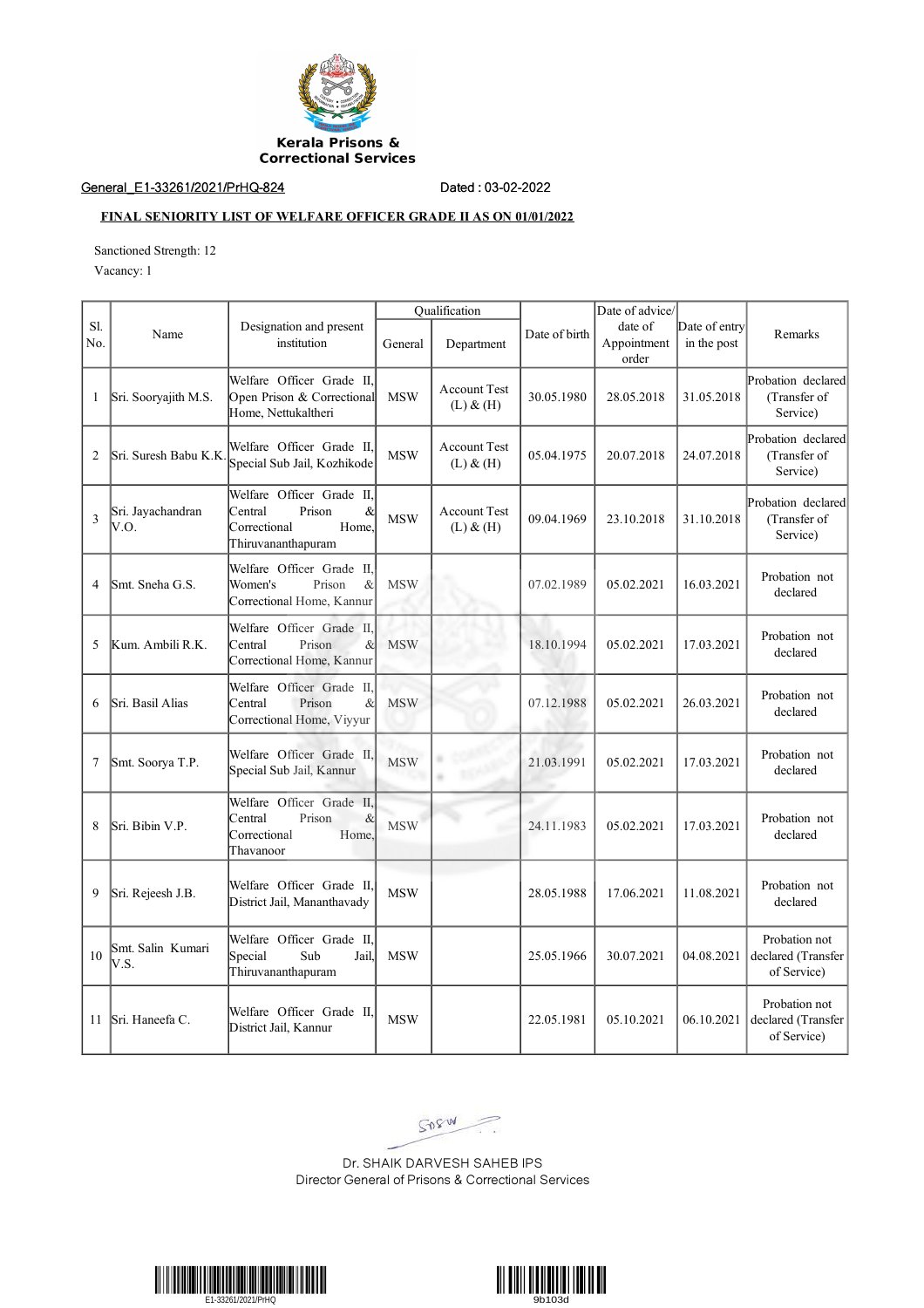Kerala Prisons & Correctional Services

General_E1-33261/2021/PrHQ-824 Dated : 03-02-2022

**FINAL SENIORITY LIST OF WELFARE OFFICER GRADE II AS ON 01/01/2022**

Sanctioned Strength: 12

Vacancy: 1

| Sl. No. | Name | Designation and present institution | Qualification | | Date of birth | Date of advice/ date of Appointment order | Date of entry in the post | Remarks |
|---|---|---|---|---|---|---|---|---|
| | | | General | Department | | | | |
| 1 | Sri. Sooryajith M.S. | Welfare Officer Grade II, Open Prison & Correctional Home, Nettukaltheri | MSW | Account Test (L) & (H) | 30.05.1980 | 28.05.2018 | 31.05.2018 | Probation declared (Transfer of Service) |
| 2 | Sri. Suresh Babu K.K. | Welfare Officer Grade II, Special Sub Jail, Kozhikode | MSW | Account Test (L) & (H) | 05.04.1975 | 20.07.2018 | 24.07.2018 | Probation declared (Transfer of Service) |
| 3 | Sri. Jayachandran V.O. | Welfare Officer Grade II, Central Prison & Correctional Home, Thiruvananthapuram | MSW | Account Test (L) & (H) | 09.04.1969 | 23.10.2018 | 31.10.2018 | Probation declared (Transfer of Service) |
| 4 | Smt. Sneha G.S. | Welfare Officer Grade II, Women's Prison & Correctional Home, Kannur | MSW | | 07.02.1989 | 05.02.2021 | 16.03.2021 | Probation not declared |
| 5 | Kum. Ambili R.K. | Welfare Officer Grade II, Central Prison & Correctional Home, Kannur | MSW | | 18.10.1994 | 05.02.2021 | 17.03.2021 | Probation not declared |
| 6 | Sri. Basil Alias | Welfare Officer Grade II, Central Prison & Correctional Home, Viyyur | MSW | | 07.12.1988 | 05.02.2021 | 26.03.2021 | Probation not declared |
| 7 | Smt. Soorya T.P. | Welfare Officer Grade II, Special Sub Jail, Kannur | MSW | | 21.03.1991 | 05.02.2021 | 17.03.2021 | Probation not declared |
| 8 | Sri. Bibin V.P. | Welfare Officer Grade II, Central Prison & Correctional Home, Thavanoor | MSW | | 24.11.1983 | 05.02.2021 | 17.03.2021 | Probation not declared |
| 9 | Sri. Rejeesh J.B. | Welfare Officer Grade II, District Jail, Mananthavady | MSW | | 28.05.1988 | 17.06.2021 | 11.08.2021 | Probation not declared |
| 10 | Smt. Salin Kumari V.S. | Welfare Officer Grade II, Special Sub Jail, Thiruvananthapuram | MSW | | 25.05.1966 | 30.07.2021 | 04.08.2021 | Probation not declared (Transfer of Service) |
| 11 | Sri. Haneefa C. | Welfare Officer Grade II, District Jail, Kannur | MSW | | 22.05.1981 | 05.10.2021 | 06.10.2021 | Probation not declared (Transfer of Service) |

Dr. SHAIK DARVESH SAHEB IPS

Director General of Prisons & Correctional Services

E1-33261/2021/PrHQ

9b103d